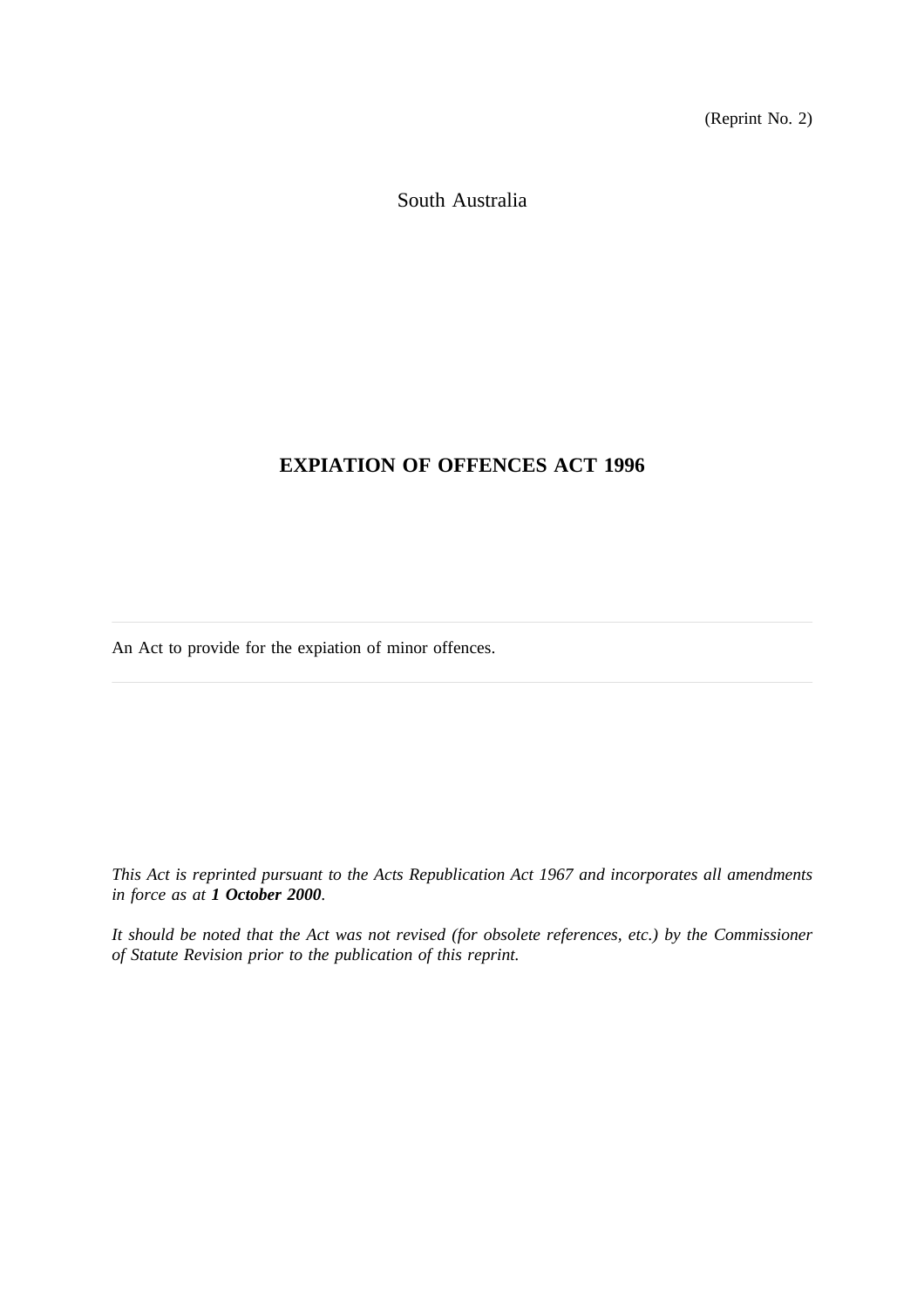(Reprint No. 2)

South Australia

# EXPIATION OF OFFENCES ACT 1996

---

An Act to provide for the expiation of minor offences.

---

*This Act is reprinted pursuant to the Acts Republication Act 1967 and incorporates all amendments in force as at **1 October 2000**.*

*It should be noted that the Act was not revised (for obsolete references, etc.) by the Commissioner of Statute Revision prior to the publication of this reprint.*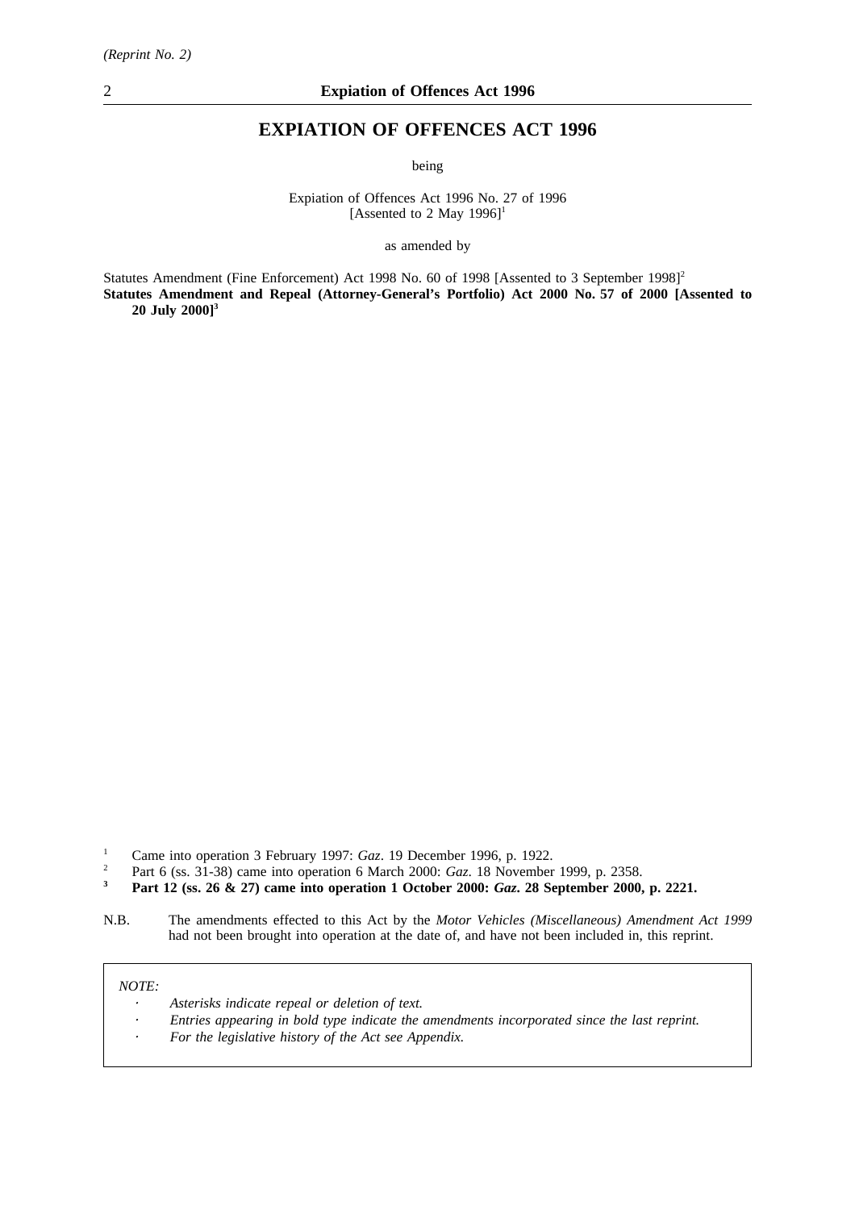# EXPIATION OF OFFENCES ACT 1996

being

Expiation of Offences Act 1996 No. 27 of 1996
[Assented to 2 May 1996][1]

as amended by

Statutes Amendment (Fine Enforcement) Act 1998 No. 60 of 1998 [Assented to 3 September 1998][2]
**Statutes Amendment and Repeal (Attorney-General's Portfolio) Act 2000 No. 57 of 2000 [Assented to 20 July 2000][3]**

[1] Came into operation 3 February 1997: *Gaz*. 19 December 1996, p. 1922.
[2] Part 6 (ss. 31-38) came into operation 6 March 2000: *Gaz*. 18 November 1999, p. 2358.
**[3] Part 12 (ss. 26 & 27) came into operation 1 October 2000: *Gaz*. 28 September 2000, p. 2221.**

N.B. The amendments effected to this Act by the *Motor Vehicles (Miscellaneous) Amendment Act 1999* had not been brought into operation at the date of, and have not been included in, this reprint.

*NOTE:*

- *Asterisks indicate repeal or deletion of text.*
- *Entries appearing in bold type indicate the amendments incorporated since the last reprint.*
- *For the legislative history of the Act see Appendix.*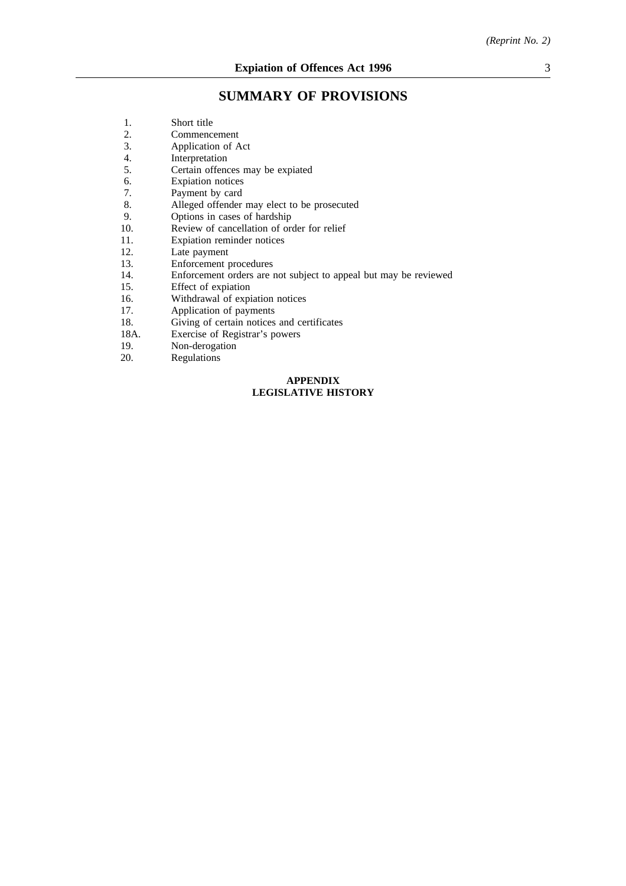# SUMMARY OF PROVISIONS

1. Short title
2. Commencement
3. Application of Act
4. Interpretation
5. Certain offences may be expiated
6. Expiation notices
7. Payment by card
8. Alleged offender may elect to be prosecuted
9. Options in cases of hardship
10. Review of cancellation of order for relief
11. Expiation reminder notices
12. Late payment
13. Enforcement procedures
14. Enforcement orders are not subject to appeal but may be reviewed
15. Effect of expiation
16. Withdrawal of expiation notices
17. Application of payments
18. Giving of certain notices and certificates

18A. Exercise of Registrar's powers

19. Non-derogation
20. Regulations

**APPENDIX**
**LEGISLATIVE HISTORY**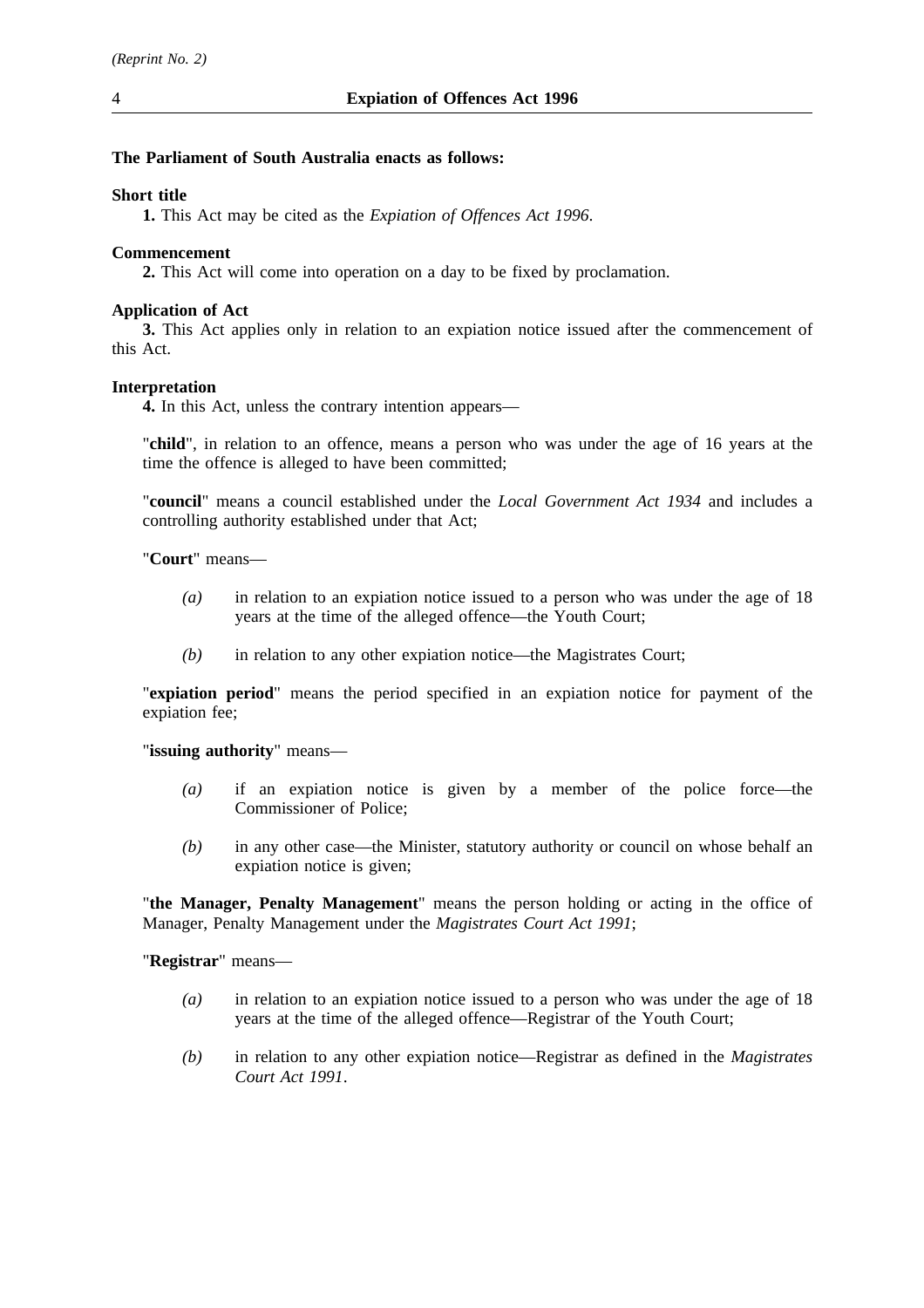**The Parliament of South Australia enacts as follows:**

**Short title**

**1.** This Act may be cited as the *Expiation of Offences Act 1996*.

**Commencement**

**2.** This Act will come into operation on a day to be fixed by proclamation.

**Application of Act**

**3.** This Act applies only in relation to an expiation notice issued after the commencement of this Act.

**Interpretation**

**4.** In this Act, unless the contrary intention appears—

"**child**", in relation to an offence, means a person who was under the age of 16 years at the time the offence is alleged to have been committed;

"**council**" means a council established under the *Local Government Act 1934* and includes a controlling authority established under that Act;

"**Court**" means—

*(a)* in relation to an expiation notice issued to a person who was under the age of 18 years at the time of the alleged offence—the Youth Court;

*(b)* in relation to any other expiation notice—the Magistrates Court;

"**expiation period**" means the period specified in an expiation notice for payment of the expiation fee;

"**issuing authority**" means—

*(a)* if an expiation notice is given by a member of the police force—the Commissioner of Police;

*(b)* in any other case—the Minister, statutory authority or council on whose behalf an expiation notice is given;

"**the Manager, Penalty Management**" means the person holding or acting in the office of Manager, Penalty Management under the *Magistrates Court Act 1991*;

"**Registrar**" means—

*(a)* in relation to an expiation notice issued to a person who was under the age of 18 years at the time of the alleged offence—Registrar of the Youth Court;

*(b)* in relation to any other expiation notice—Registrar as defined in the *Magistrates Court Act 1991*.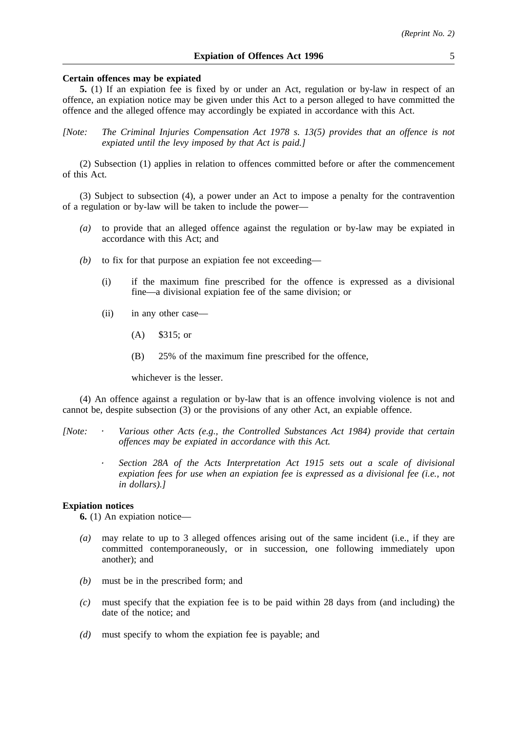**Certain offences may be expiated**

**5.** (1) If an expiation fee is fixed by or under an Act, regulation or by-law in respect of an offence, an expiation notice may be given under this Act to a person alleged to have committed the offence and the alleged offence may accordingly be expiated in accordance with this Act.

*[Note: The Criminal Injuries Compensation Act 1978 s. 13(5) provides that an offence is not expiated until the levy imposed by that Act is paid.]*

(2) Subsection (1) applies in relation to offences committed before or after the commencement of this Act.

(3) Subject to subsection (4), a power under an Act to impose a penalty for the contravention of a regulation or by-law will be taken to include the power—

- *(a)* to provide that an alleged offence against the regulation or by-law may be expiated in accordance with this Act; and
- *(b)* to fix for that purpose an expiation fee not exceeding—
  - (i) if the maximum fine prescribed for the offence is expressed as a divisional fine—a divisional expiation fee of the same division; or
  - (ii) in any other case—
    - (A) $315; or
    - (B) 25% of the maximum fine prescribed for the offence,

    whichever is the lesser.

(4) An offence against a regulation or by-law that is an offence involving violence is not and cannot be, despite subsection (3) or the provisions of any other Act, an expiable offence.

*[Note:*
- *Various other Acts (e.g., the Controlled Substances Act 1984) provide that certain offences may be expiated in accordance with this Act.*
- *Section 28A of the Acts Interpretation Act 1915 sets out a scale of divisional expiation fees for use when an expiation fee is expressed as a divisional fee (i.e., not in dollars).]*

**Expiation notices**

**6.** (1) An expiation notice—

- *(a)* may relate to up to 3 alleged offences arising out of the same incident (i.e., if they are committed contemporaneously, or in succession, one following immediately upon another); and
- *(b)* must be in the prescribed form; and
- *(c)* must specify that the expiation fee is to be paid within 28 days from (and including) the date of the notice; and
- *(d)* must specify to whom the expiation fee is payable; and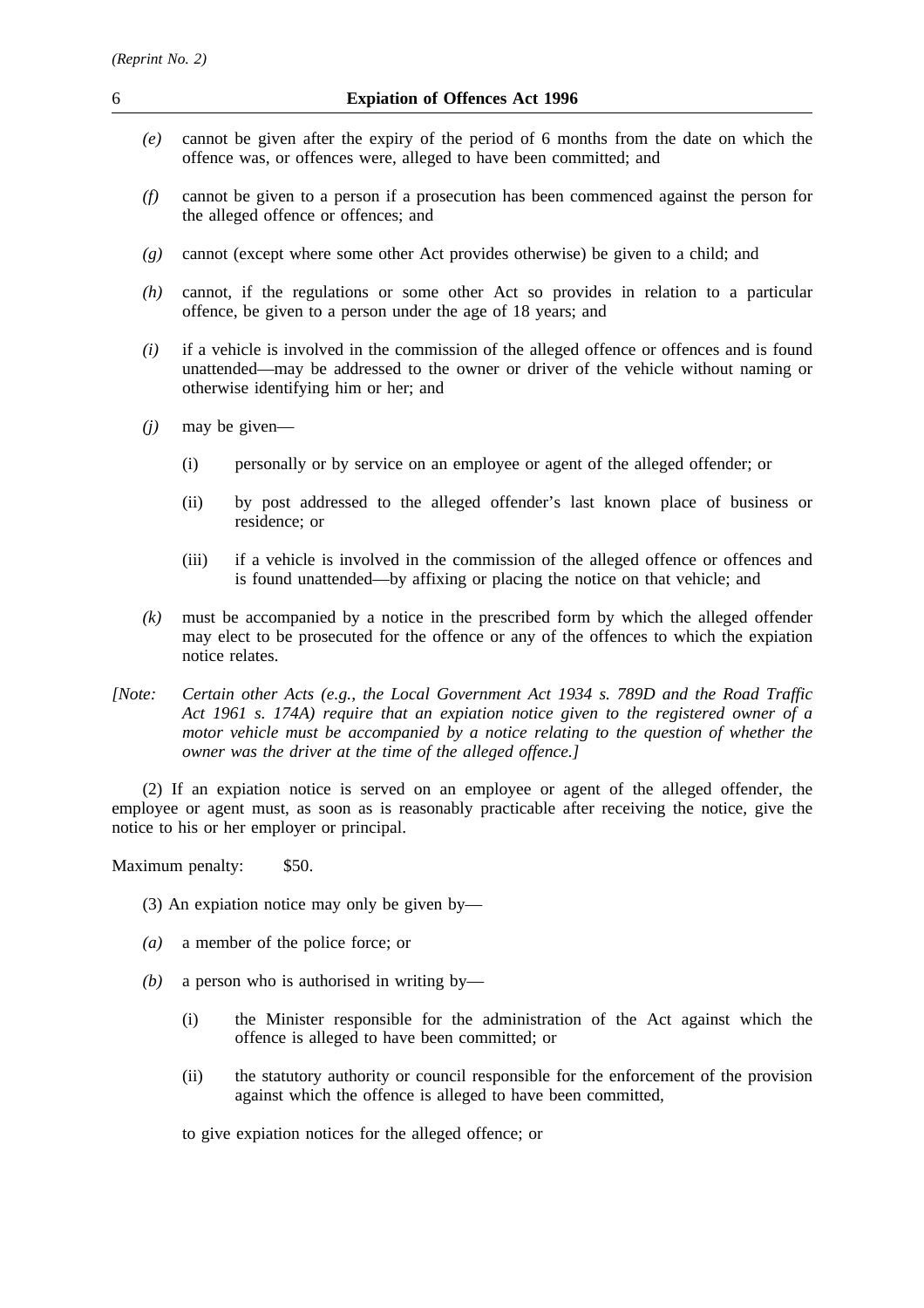*(e)* cannot be given after the expiry of the period of 6 months from the date on which the offence was, or offences were, alleged to have been committed; and

*(f)* cannot be given to a person if a prosecution has been commenced against the person for the alleged offence or offences; and

*(g)* cannot (except where some other Act provides otherwise) be given to a child; and

*(h)* cannot, if the regulations or some other Act so provides in relation to a particular offence, be given to a person under the age of 18 years; and

*(i)* if a vehicle is involved in the commission of the alleged offence or offences and is found unattended—may be addressed to the owner or driver of the vehicle without naming or otherwise identifying him or her; and

*(j)* may be given—

(i) personally or by service on an employee or agent of the alleged offender; or

(ii) by post addressed to the alleged offender's last known place of business or residence; or

(iii) if a vehicle is involved in the commission of the alleged offence or offences and is found unattended—by affixing or placing the notice on that vehicle; and

*(k)* must be accompanied by a notice in the prescribed form by which the alleged offender may elect to be prosecuted for the offence or any of the offences to which the expiation notice relates.

*[Note: Certain other Acts (e.g., the Local Government Act 1934 s. 789D and the Road Traffic Act 1961 s. 174A) require that an expiation notice given to the registered owner of a motor vehicle must be accompanied by a notice relating to the question of whether the owner was the driver at the time of the alleged offence.]*

(2) If an expiation notice is served on an employee or agent of the alleged offender, the employee or agent must, as soon as is reasonably practicable after receiving the notice, give the notice to his or her employer or principal.

Maximum penalty: $50.

(3) An expiation notice may only be given by—

*(a)* a member of the police force; or

*(b)* a person who is authorised in writing by—

(i) the Minister responsible for the administration of the Act against which the offence is alleged to have been committed; or

(ii) the statutory authority or council responsible for the enforcement of the provision against which the offence is alleged to have been committed,

to give expiation notices for the alleged offence; or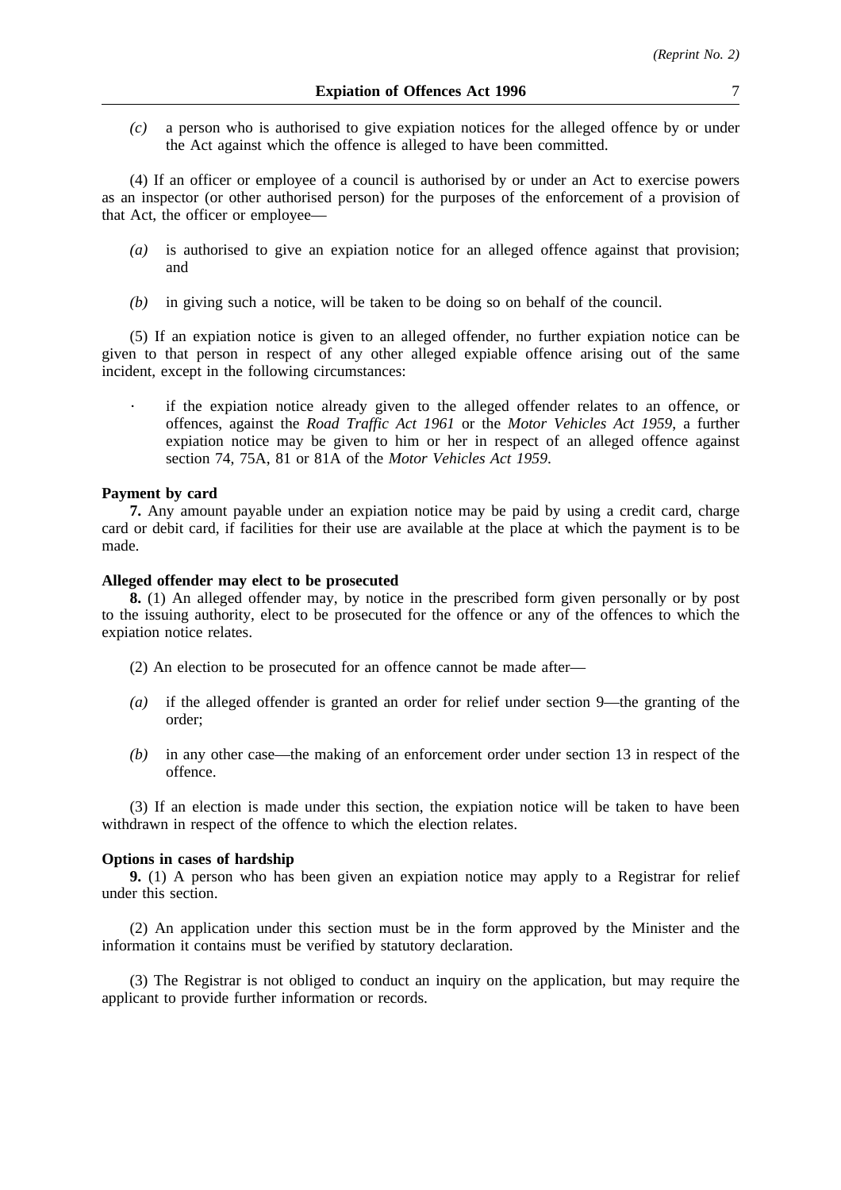*(c)* a person who is authorised to give expiation notices for the alleged offence by or under the Act against which the offence is alleged to have been committed.

(4) If an officer or employee of a council is authorised by or under an Act to exercise powers as an inspector (or other authorised person) for the purposes of the enforcement of a provision of that Act, the officer or employee—

*(a)* is authorised to give an expiation notice for an alleged offence against that provision; and

*(b)* in giving such a notice, will be taken to be doing so on behalf of the council.

(5) If an expiation notice is given to an alleged offender, no further expiation notice can be given to that person in respect of any other alleged expiable offence arising out of the same incident, except in the following circumstances:

· if the expiation notice already given to the alleged offender relates to an offence, or offences, against the *Road Traffic Act 1961* or the *Motor Vehicles Act 1959*, a further expiation notice may be given to him or her in respect of an alleged offence against section 74, 75A, 81 or 81A of the *Motor Vehicles Act 1959*.

**Payment by card**

**7.** Any amount payable under an expiation notice may be paid by using a credit card, charge card or debit card, if facilities for their use are available at the place at which the payment is to be made.

**Alleged offender may elect to be prosecuted**

**8.** (1) An alleged offender may, by notice in the prescribed form given personally or by post to the issuing authority, elect to be prosecuted for the offence or any of the offences to which the expiation notice relates.

(2) An election to be prosecuted for an offence cannot be made after—

*(a)* if the alleged offender is granted an order for relief under section 9—the granting of the order;

*(b)* in any other case—the making of an enforcement order under section 13 in respect of the offence.

(3) If an election is made under this section, the expiation notice will be taken to have been withdrawn in respect of the offence to which the election relates.

**Options in cases of hardship**

**9.** (1) A person who has been given an expiation notice may apply to a Registrar for relief under this section.

(2) An application under this section must be in the form approved by the Minister and the information it contains must be verified by statutory declaration.

(3) The Registrar is not obliged to conduct an inquiry on the application, but may require the applicant to provide further information or records.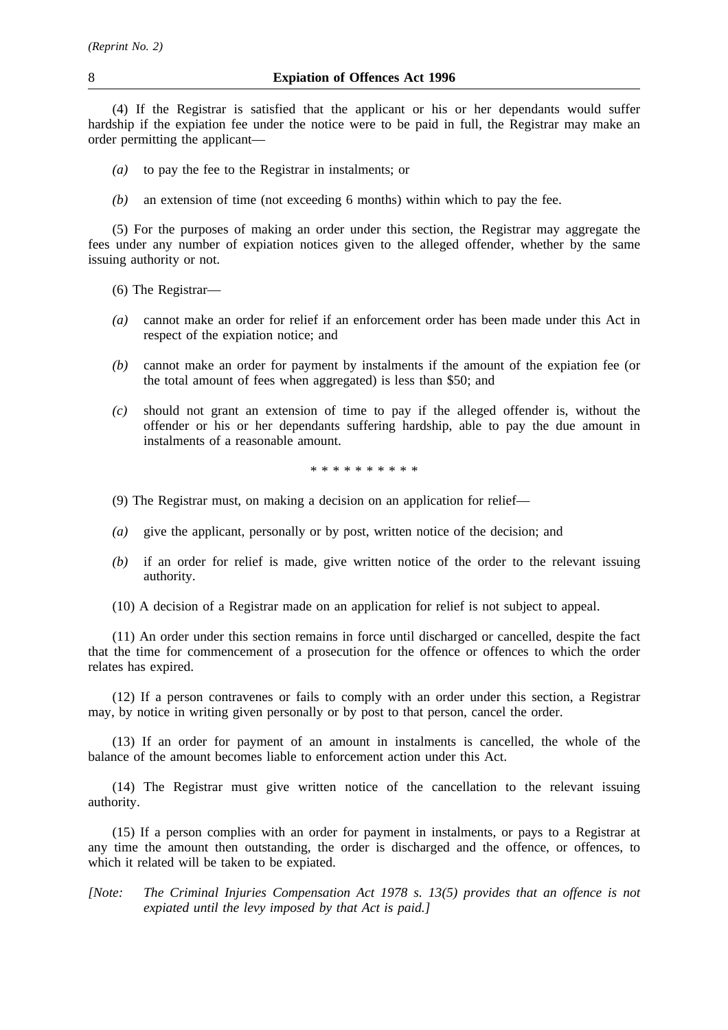(4) If the Registrar is satisfied that the applicant or his or her dependants would suffer hardship if the expiation fee under the notice were to be paid in full, the Registrar may make an order permitting the applicant—

*(a)* to pay the fee to the Registrar in instalments; or

*(b)* an extension of time (not exceeding 6 months) within which to pay the fee.

(5) For the purposes of making an order under this section, the Registrar may aggregate the fees under any number of expiation notices given to the alleged offender, whether by the same issuing authority or not.

(6) The Registrar—

*(a)* cannot make an order for relief if an enforcement order has been made under this Act in respect of the expiation notice; and

*(b)* cannot make an order for payment by instalments if the amount of the expiation fee (or the total amount of fees when aggregated) is less than $50; and

*(c)* should not grant an extension of time to pay if the alleged offender is, without the offender or his or her dependants suffering hardship, able to pay the due amount in instalments of a reasonable amount.

\* \* \* \* \* \* \* \* \* \*

(9) The Registrar must, on making a decision on an application for relief—

*(a)* give the applicant, personally or by post, written notice of the decision; and

*(b)* if an order for relief is made, give written notice of the order to the relevant issuing authority.

(10) A decision of a Registrar made on an application for relief is not subject to appeal.

(11) An order under this section remains in force until discharged or cancelled, despite the fact that the time for commencement of a prosecution for the offence or offences to which the order relates has expired.

(12) If a person contravenes or fails to comply with an order under this section, a Registrar may, by notice in writing given personally or by post to that person, cancel the order.

(13) If an order for payment of an amount in instalments is cancelled, the whole of the balance of the amount becomes liable to enforcement action under this Act.

(14) The Registrar must give written notice of the cancellation to the relevant issuing authority.

(15) If a person complies with an order for payment in instalments, or pays to a Registrar at any time the amount then outstanding, the order is discharged and the offence, or offences, to which it related will be taken to be expiated.

*[Note: The Criminal Injuries Compensation Act 1978 s. 13(5) provides that an offence is not expiated until the levy imposed by that Act is paid.]*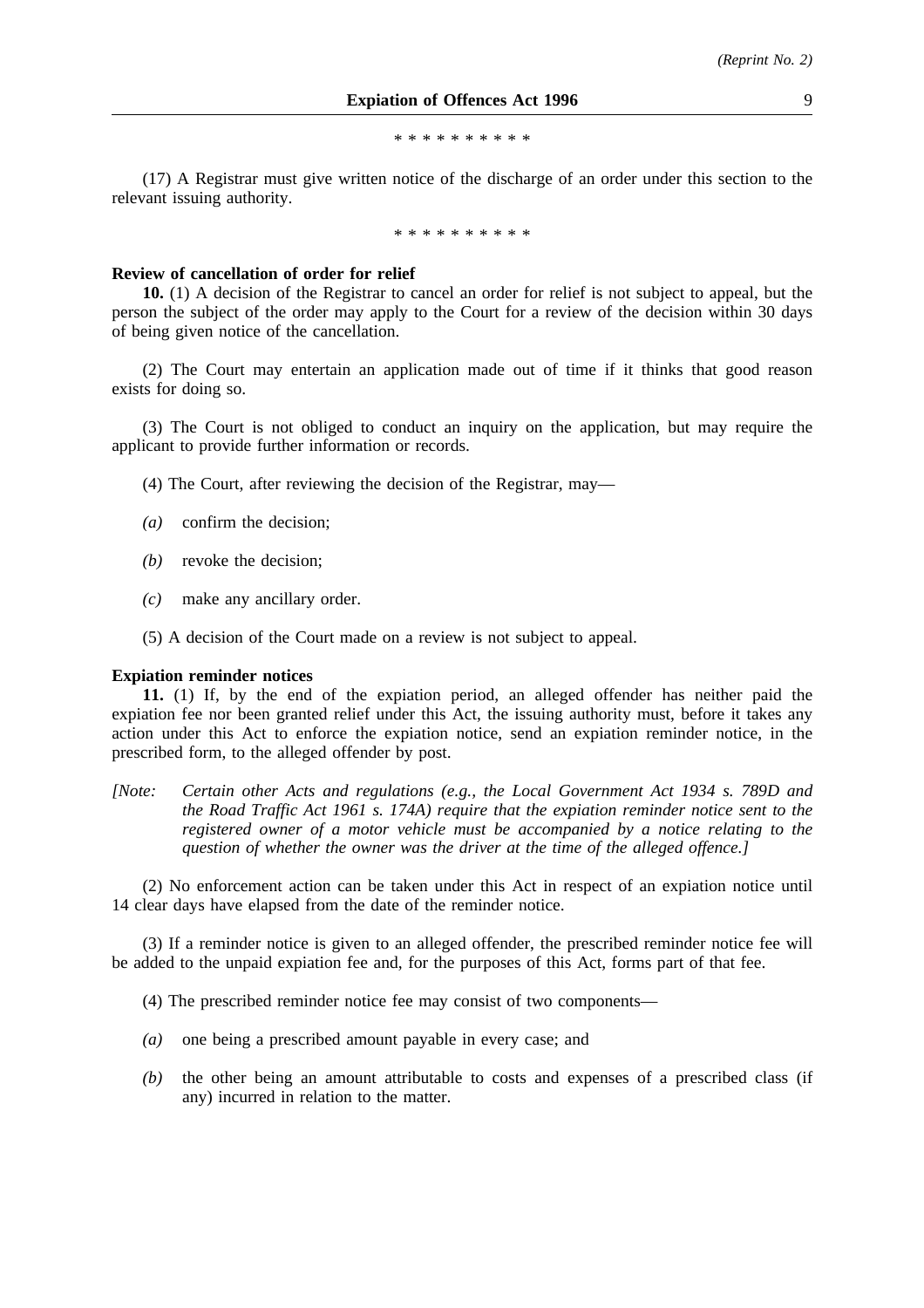\* \* \* \* \* \* \* \* \* \*

(17) A Registrar must give written notice of the discharge of an order under this section to the relevant issuing authority.

\* \* \* \* \* \* \* \* \* \*

**Review of cancellation of order for relief**

**10.** (1) A decision of the Registrar to cancel an order for relief is not subject to appeal, but the person the subject of the order may apply to the Court for a review of the decision within 30 days of being given notice of the cancellation.

(2) The Court may entertain an application made out of time if it thinks that good reason exists for doing so.

(3) The Court is not obliged to conduct an inquiry on the application, but may require the applicant to provide further information or records.

(4) The Court, after reviewing the decision of the Registrar, may—

*(a)* confirm the decision;

*(b)* revoke the decision;

*(c)* make any ancillary order.

(5) A decision of the Court made on a review is not subject to appeal.

**Expiation reminder notices**

**11.** (1) If, by the end of the expiation period, an alleged offender has neither paid the expiation fee nor been granted relief under this Act, the issuing authority must, before it takes any action under this Act to enforce the expiation notice, send an expiation reminder notice, in the prescribed form, to the alleged offender by post.

*[Note: Certain other Acts and regulations (e.g., the Local Government Act 1934 s. 789D and the Road Traffic Act 1961 s. 174A) require that the expiation reminder notice sent to the registered owner of a motor vehicle must be accompanied by a notice relating to the question of whether the owner was the driver at the time of the alleged offence.]*

(2) No enforcement action can be taken under this Act in respect of an expiation notice until 14 clear days have elapsed from the date of the reminder notice.

(3) If a reminder notice is given to an alleged offender, the prescribed reminder notice fee will be added to the unpaid expiation fee and, for the purposes of this Act, forms part of that fee.

(4) The prescribed reminder notice fee may consist of two components—

*(a)* one being a prescribed amount payable in every case; and

*(b)* the other being an amount attributable to costs and expenses of a prescribed class (if any) incurred in relation to the matter.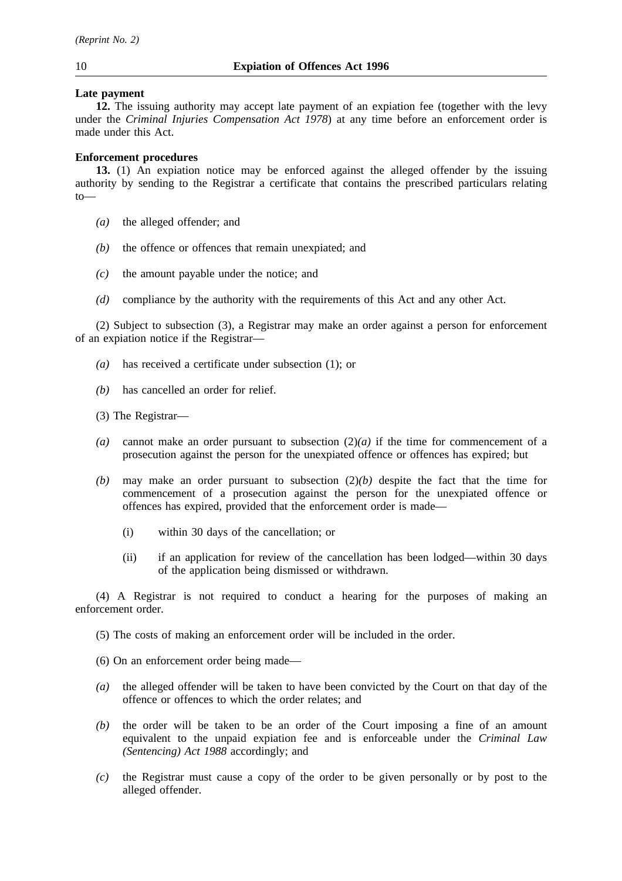**Late payment**

**12.** The issuing authority may accept late payment of an expiation fee (together with the levy under the *Criminal Injuries Compensation Act 1978*) at any time before an enforcement order is made under this Act.

**Enforcement procedures**

**13.** (1) An expiation notice may be enforced against the alleged offender by the issuing authority by sending to the Registrar a certificate that contains the prescribed particulars relating to—

- *(a)* the alleged offender; and
- *(b)* the offence or offences that remain unexpiated; and
- *(c)* the amount payable under the notice; and
- *(d)* compliance by the authority with the requirements of this Act and any other Act.

(2) Subject to subsection (3), a Registrar may make an order against a person for enforcement of an expiation notice if the Registrar—

- *(a)* has received a certificate under subsection (1); or
- *(b)* has cancelled an order for relief.

(3) The Registrar—

- *(a)* cannot make an order pursuant to subsection (2)*(a)* if the time for commencement of a prosecution against the person for the unexpiated offence or offences has expired; but
- *(b)* may make an order pursuant to subsection (2)*(b)* despite the fact that the time for commencement of a prosecution against the person for the unexpiated offence or offences has expired, provided that the enforcement order is made—
  - (i) within 30 days of the cancellation; or
  - (ii) if an application for review of the cancellation has been lodged—within 30 days of the application being dismissed or withdrawn.

(4) A Registrar is not required to conduct a hearing for the purposes of making an enforcement order.

(5) The costs of making an enforcement order will be included in the order.

(6) On an enforcement order being made—

- *(a)* the alleged offender will be taken to have been convicted by the Court on that day of the offence or offences to which the order relates; and
- *(b)* the order will be taken to be an order of the Court imposing a fine of an amount equivalent to the unpaid expiation fee and is enforceable under the *Criminal Law (Sentencing) Act 1988* accordingly; and
- *(c)* the Registrar must cause a copy of the order to be given personally or by post to the alleged offender.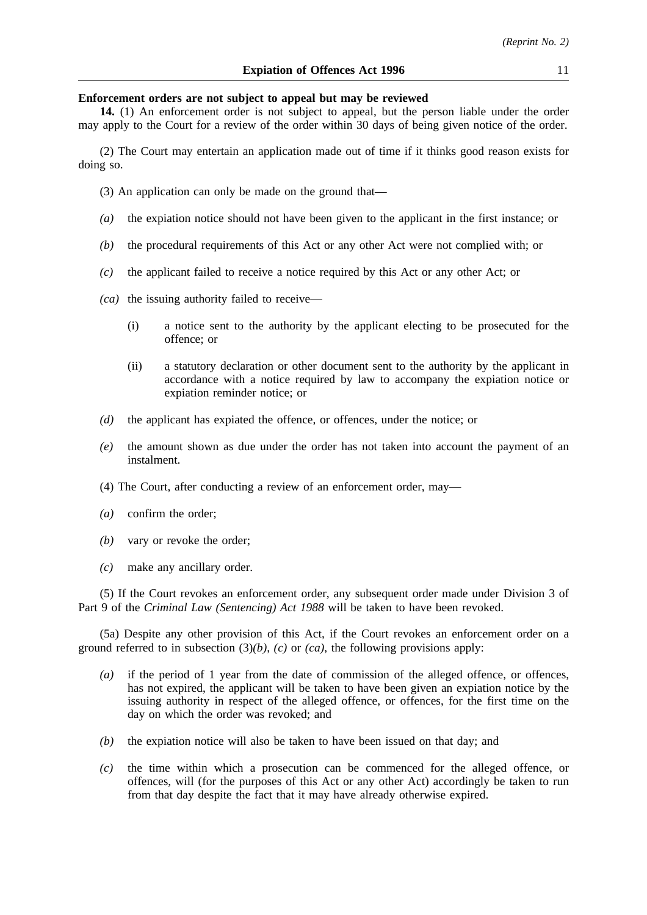**Enforcement orders are not subject to appeal but may be reviewed**

**14.** (1) An enforcement order is not subject to appeal, but the person liable under the order may apply to the Court for a review of the order within 30 days of being given notice of the order.

(2) The Court may entertain an application made out of time if it thinks good reason exists for doing so.

(3) An application can only be made on the ground that—

*(a)* the expiation notice should not have been given to the applicant in the first instance; or

*(b)* the procedural requirements of this Act or any other Act were not complied with; or

*(c)* the applicant failed to receive a notice required by this Act or any other Act; or

*(ca)* the issuing authority failed to receive—

(i) a notice sent to the authority by the applicant electing to be prosecuted for the offence; or

(ii) a statutory declaration or other document sent to the authority by the applicant in accordance with a notice required by law to accompany the expiation notice or expiation reminder notice; or

*(d)* the applicant has expiated the offence, or offences, under the notice; or

*(e)* the amount shown as due under the order has not taken into account the payment of an instalment.

(4) The Court, after conducting a review of an enforcement order, may—

*(a)* confirm the order;

*(b)* vary or revoke the order;

*(c)* make any ancillary order.

(5) If the Court revokes an enforcement order, any subsequent order made under Division 3 of Part 9 of the *Criminal Law (Sentencing) Act 1988* will be taken to have been revoked.

(5a) Despite any other provision of this Act, if the Court revokes an enforcement order on a ground referred to in subsection (3)*(b)*, *(c)* or *(ca)*, the following provisions apply:

*(a)* if the period of 1 year from the date of commission of the alleged offence, or offences, has not expired, the applicant will be taken to have been given an expiation notice by the issuing authority in respect of the alleged offence, or offences, for the first time on the day on which the order was revoked; and

*(b)* the expiation notice will also be taken to have been issued on that day; and

*(c)* the time within which a prosecution can be commenced for the alleged offence, or offences, will (for the purposes of this Act or any other Act) accordingly be taken to run from that day despite the fact that it may have already otherwise expired.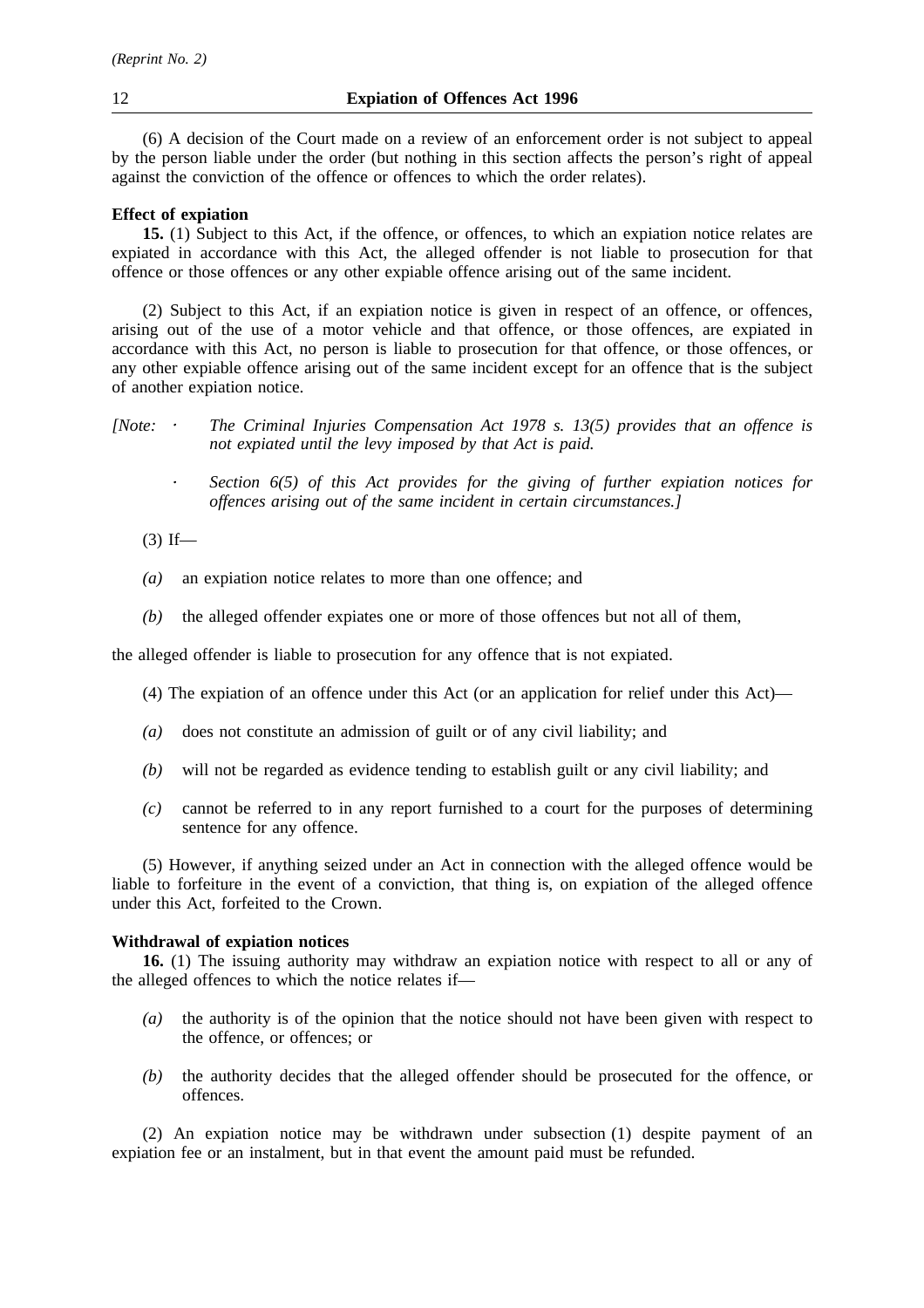(6) A decision of the Court made on a review of an enforcement order is not subject to appeal by the person liable under the order (but nothing in this section affects the person's right of appeal against the conviction of the offence or offences to which the order relates).

**Effect of expiation**

**15.** (1) Subject to this Act, if the offence, or offences, to which an expiation notice relates are expiated in accordance with this Act, the alleged offender is not liable to prosecution for that offence or those offences or any other expiable offence arising out of the same incident.

(2) Subject to this Act, if an expiation notice is given in respect of an offence, or offences, arising out of the use of a motor vehicle and that offence, or those offences, are expiated in accordance with this Act, no person is liable to prosecution for that offence, or those offences, or any other expiable offence arising out of the same incident except for an offence that is the subject of another expiation notice.

*[Note:*

- *The Criminal Injuries Compensation Act 1978 s. 13(5) provides that an offence is not expiated until the levy imposed by that Act is paid.*
- *Section 6(5) of this Act provides for the giving of further expiation notices for offences arising out of the same incident in certain circumstances.]*

(3) If—

*(a)* an expiation notice relates to more than one offence; and

*(b)* the alleged offender expiates one or more of those offences but not all of them,

the alleged offender is liable to prosecution for any offence that is not expiated.

(4) The expiation of an offence under this Act (or an application for relief under this Act)—

*(a)* does not constitute an admission of guilt or of any civil liability; and

*(b)* will not be regarded as evidence tending to establish guilt or any civil liability; and

*(c)* cannot be referred to in any report furnished to a court for the purposes of determining sentence for any offence.

(5) However, if anything seized under an Act in connection with the alleged offence would be liable to forfeiture in the event of a conviction, that thing is, on expiation of the alleged offence under this Act, forfeited to the Crown.

**Withdrawal of expiation notices**

**16.** (1) The issuing authority may withdraw an expiation notice with respect to all or any of the alleged offences to which the notice relates if—

*(a)* the authority is of the opinion that the notice should not have been given with respect to the offence, or offences; or

*(b)* the authority decides that the alleged offender should be prosecuted for the offence, or offences.

(2) An expiation notice may be withdrawn under subsection (1) despite payment of an expiation fee or an instalment, but in that event the amount paid must be refunded.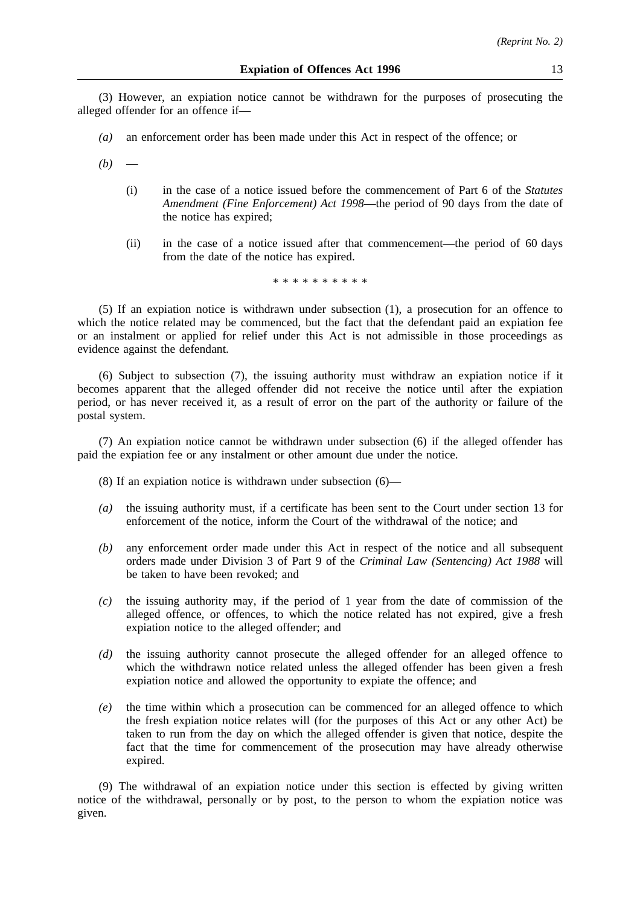(3) However, an expiation notice cannot be withdrawn for the purposes of prosecuting the alleged offender for an offence if—

*(a)* an enforcement order has been made under this Act in respect of the offence; or

*(b)* —

(i) in the case of a notice issued before the commencement of Part 6 of the *Statutes Amendment (Fine Enforcement) Act 1998*—the period of 90 days from the date of the notice has expired;

(ii) in the case of a notice issued after that commencement—the period of 60 days from the date of the notice has expired.

\* \* \* \* \* \* \* \* \* \*

(5) If an expiation notice is withdrawn under subsection (1), a prosecution for an offence to which the notice related may be commenced, but the fact that the defendant paid an expiation fee or an instalment or applied for relief under this Act is not admissible in those proceedings as evidence against the defendant.

(6) Subject to subsection (7), the issuing authority must withdraw an expiation notice if it becomes apparent that the alleged offender did not receive the notice until after the expiation period, or has never received it, as a result of error on the part of the authority or failure of the postal system.

(7) An expiation notice cannot be withdrawn under subsection (6) if the alleged offender has paid the expiation fee or any instalment or other amount due under the notice.

(8) If an expiation notice is withdrawn under subsection (6)—

*(a)* the issuing authority must, if a certificate has been sent to the Court under section 13 for enforcement of the notice, inform the Court of the withdrawal of the notice; and

*(b)* any enforcement order made under this Act in respect of the notice and all subsequent orders made under Division 3 of Part 9 of the *Criminal Law (Sentencing) Act 1988* will be taken to have been revoked; and

*(c)* the issuing authority may, if the period of 1 year from the date of commission of the alleged offence, or offences, to which the notice related has not expired, give a fresh expiation notice to the alleged offender; and

*(d)* the issuing authority cannot prosecute the alleged offender for an alleged offence to which the withdrawn notice related unless the alleged offender has been given a fresh expiation notice and allowed the opportunity to expiate the offence; and

*(e)* the time within which a prosecution can be commenced for an alleged offence to which the fresh expiation notice relates will (for the purposes of this Act or any other Act) be taken to run from the day on which the alleged offender is given that notice, despite the fact that the time for commencement of the prosecution may have already otherwise expired.

(9) The withdrawal of an expiation notice under this section is effected by giving written notice of the withdrawal, personally or by post, to the person to whom the expiation notice was given.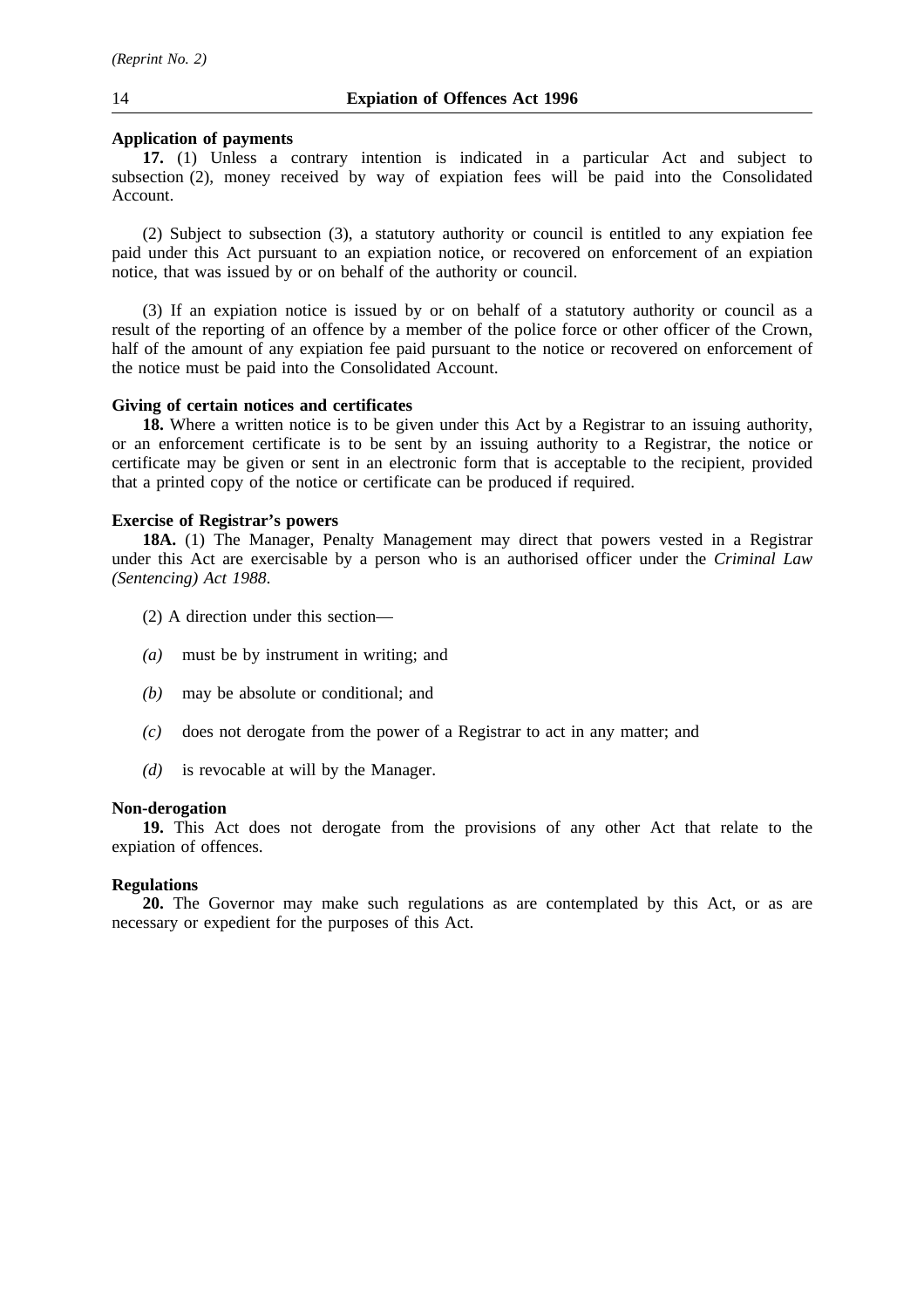**Application of payments**

**17.** (1) Unless a contrary intention is indicated in a particular Act and subject to subsection (2), money received by way of expiation fees will be paid into the Consolidated Account.

(2) Subject to subsection (3), a statutory authority or council is entitled to any expiation fee paid under this Act pursuant to an expiation notice, or recovered on enforcement of an expiation notice, that was issued by or on behalf of the authority or council.

(3) If an expiation notice is issued by or on behalf of a statutory authority or council as a result of the reporting of an offence by a member of the police force or other officer of the Crown, half of the amount of any expiation fee paid pursuant to the notice or recovered on enforcement of the notice must be paid into the Consolidated Account.

**Giving of certain notices and certificates**

**18.** Where a written notice is to be given under this Act by a Registrar to an issuing authority, or an enforcement certificate is to be sent by an issuing authority to a Registrar, the notice or certificate may be given or sent in an electronic form that is acceptable to the recipient, provided that a printed copy of the notice or certificate can be produced if required.

**Exercise of Registrar's powers**

**18A.** (1) The Manager, Penalty Management may direct that powers vested in a Registrar under this Act are exercisable by a person who is an authorised officer under the *Criminal Law (Sentencing) Act 1988*.

(2) A direction under this section—

*(a)* must be by instrument in writing; and

*(b)* may be absolute or conditional; and

*(c)* does not derogate from the power of a Registrar to act in any matter; and

*(d)* is revocable at will by the Manager.

**Non-derogation**

**19.** This Act does not derogate from the provisions of any other Act that relate to the expiation of offences.

**Regulations**

**20.** The Governor may make such regulations as are contemplated by this Act, or as are necessary or expedient for the purposes of this Act.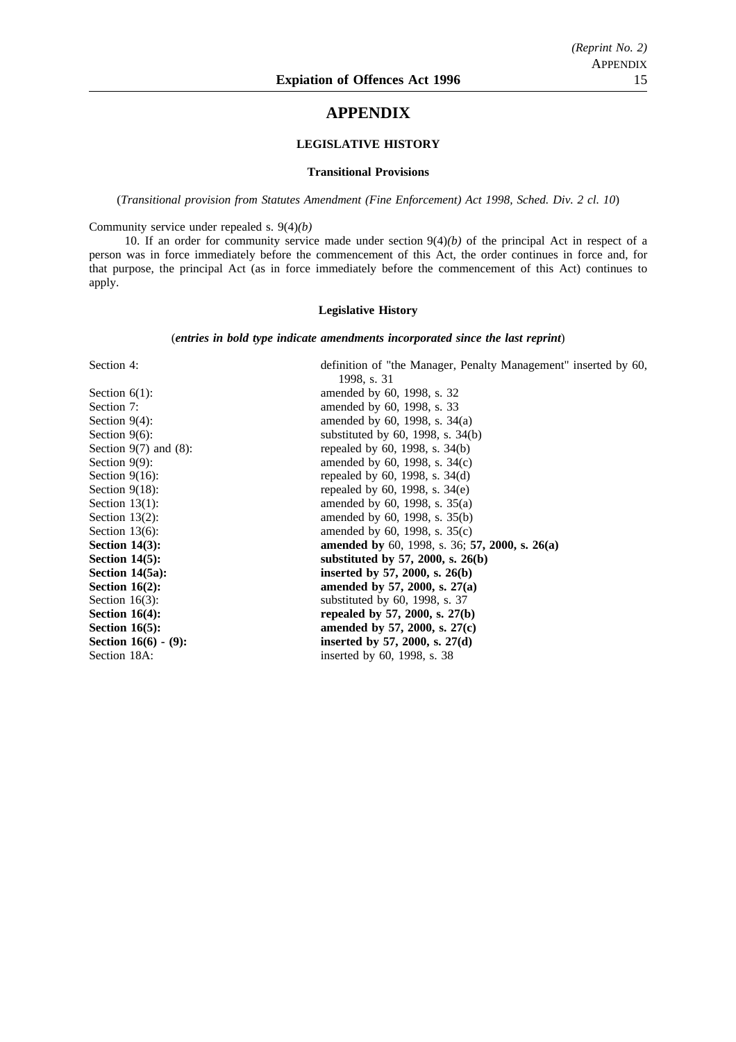# APPENDIX

## LEGISLATIVE HISTORY

### Transitional Provisions

(*Transitional provision from Statutes Amendment (Fine Enforcement) Act 1998, Sched. Div. 2 cl. 10*)

Community service under repealed s. 9(4)*(b)*

10. If an order for community service made under section 9(4)*(b)* of the principal Act in respect of a person was in force immediately before the commencement of this Act, the order continues in force and, for that purpose, the principal Act (as in force immediately before the commencement of this Act) continues to apply.

### Legislative History

(***entries in bold type indicate amendments incorporated since the last reprint***)

| | |
|---|---|
| Section 4: | definition of "the Manager, Penalty Management" inserted by 60, 1998, s. 31 |
| Section 6(1): | amended by 60, 1998, s. 32 |
| Section 7: | amended by 60, 1998, s. 33 |
| Section 9(4): | amended by 60, 1998, s. 34(a) |
| Section 9(6): | substituted by 60, 1998, s. 34(b) |
| Section 9(7) and (8): | repealed by 60, 1998, s. 34(b) |
| Section 9(9): | amended by 60, 1998, s. 34(c) |
| Section 9(16): | repealed by 60, 1998, s. 34(d) |
| Section 9(18): | repealed by 60, 1998, s. 34(e) |
| Section 13(1): | amended by 60, 1998, s. 35(a) |
| Section 13(2): | amended by 60, 1998, s. 35(b) |
| Section 13(6): | amended by 60, 1998, s. 35(c) |
| **Section 14(3):** | **amended by** 60, 1998, s. 36; **57, 2000, s. 26(a)** |
| **Section 14(5):** | **substituted by 57, 2000, s. 26(b)** |
| **Section 14(5a):** | **inserted by 57, 2000, s. 26(b)** |
| **Section 16(2):** | **amended by 57, 2000, s. 27(a)** |
| Section 16(3): | substituted by 60, 1998, s. 37 |
| **Section 16(4):** | **repealed by 57, 2000, s. 27(b)** |
| **Section 16(5):** | **amended by 57, 2000, s. 27(c)** |
| **Section 16(6) - (9):** | **inserted by 57, 2000, s. 27(d)** |
| Section 18A: | inserted by 60, 1998, s. 38 |